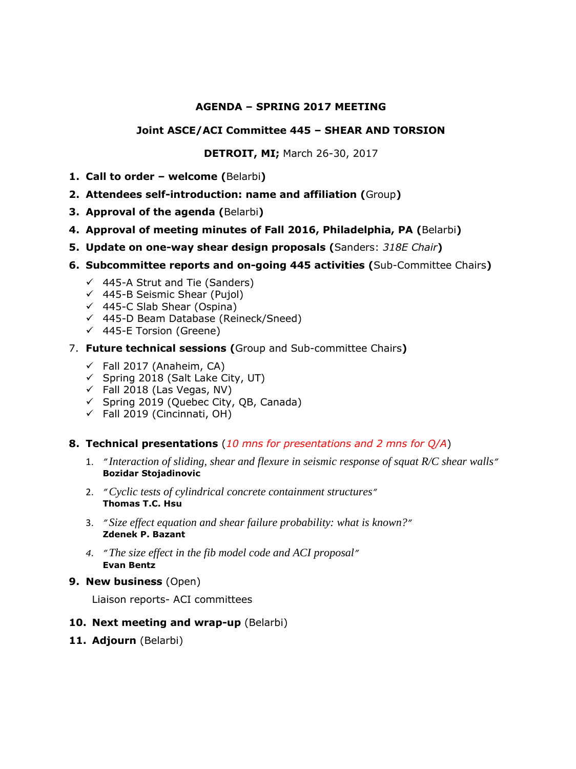**AGENDA – SPRING 2017 MEETING**

**Joint ASCE/ACI Committee 445 – SHEAR AND TORSION**

**DETROIT, MI;** March 26-30, 2017

1. **Call to order – welcome (**Belarbi**)**
2. **Attendees self-introduction: name and affiliation (**Group**)**
3. **Approval of the agenda (**Belarbi**)**
4. **Approval of meeting minutes of Fall 2016, Philadelphia, PA (**Belarbi**)**
5. **Update on one-way shear design proposals (**Sanders: *318E Chair***)**
6. **Subcommittee reports and on-going 445 activities (**Sub-Committee Chairs**)**
   - ✓ 445-A Strut and Tie (Sanders)
   - ✓ 445-B Seismic Shear (Pujol)
   - ✓ 445-C Slab Shear (Ospina)
   - ✓ 445-D Beam Database (Reineck/Sneed)
   - ✓ 445-E Torsion (Greene)
7. **Future technical sessions (**Group and Sub-committee Chairs**)**
   - ✓ Fall 2017 (Anaheim, CA)
   - ✓ Spring 2018 (Salt Lake City, UT)
   - ✓ Fall 2018 (Las Vegas, NV)
   - ✓ Spring 2019 (Quebec City, QB, Canada)
   - ✓ Fall 2019 (Cincinnati, OH)
8. **Technical presentations** (*10 mns for presentations and 2 mns for Q/A*)
   1. *"Interaction of sliding, shear and flexure in seismic response of squat R/C shear walls"*
      **Bozidar Stojadinovic**
   2. *"Cyclic tests of cylindrical concrete containment structures"*
      **Thomas T.C. Hsu**
   3. *"Size effect equation and shear failure probability: what is known?"*
      **Zdenek P. Bazant**
   4. *"The size effect in the fib model code and ACI proposal"*
      **Evan Bentz**
9. **New business** (Open)

   Liaison reports- ACI committees

10. **Next meeting and wrap-up** (Belarbi)
11. **Adjourn** (Belarbi)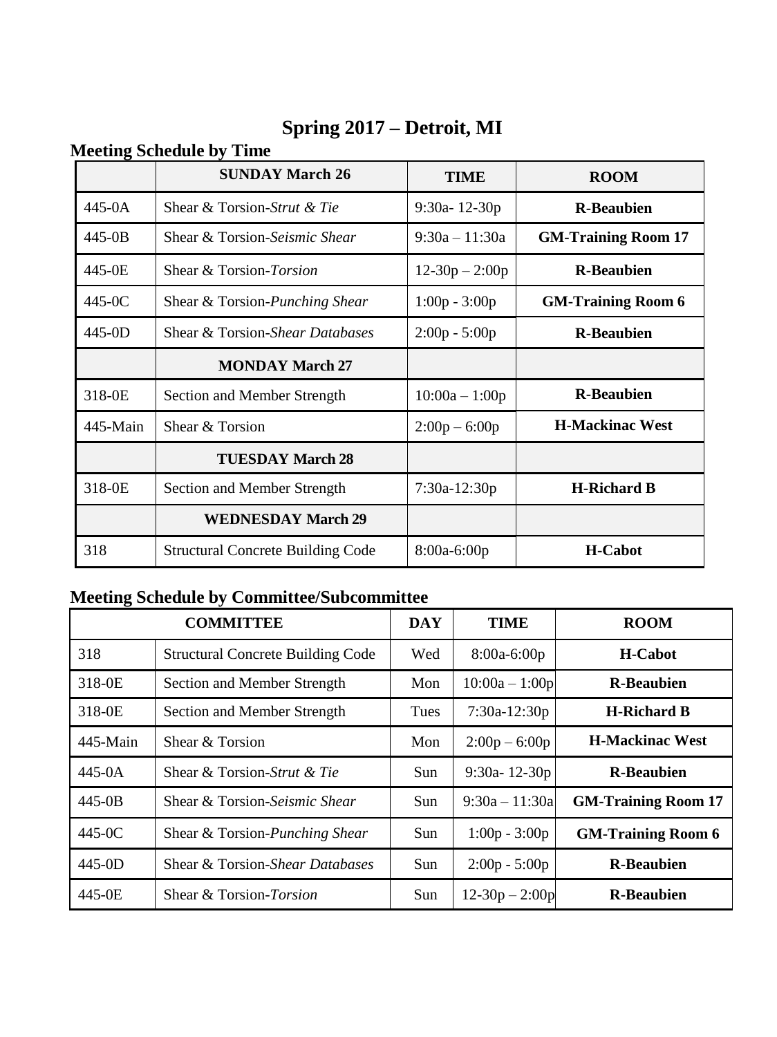# Spring 2017 – Detroit, MI

## Meeting Schedule by Time

| | SUNDAY March 26 | TIME | ROOM |
|---|---|---|---|
| 445-0A | Shear & Torsion-*Strut & Tie* | 9:30a- 12-30p | **R-Beaubien** |
| 445-0B | Shear & Torsion-*Seismic Shear* | 9:30a – 11:30a | **GM-Training Room 17** |
| 445-0E | Shear & Torsion-*Torsion* | 12-30p – 2:00p | **R-Beaubien** |
| 445-0C | Shear & Torsion-*Punching Shear* | 1:00p - 3:00p | **GM-Training Room 6** |
| 445-0D | Shear & Torsion-*Shear Databases* | 2:00p - 5:00p | **R-Beaubien** |
| | **MONDAY March 27** | | |
| 318-0E | Section and Member Strength | 10:00a – 1:00p | **R-Beaubien** |
| 445-Main | Shear & Torsion | 2:00p – 6:00p | **H-Mackinac West** |
| | **TUESDAY March 28** | | |
| 318-0E | Section and Member Strength | 7:30a-12:30p | **H-Richard B** |
| | **WEDNESDAY March 29** | | |
| 318 | Structural Concrete Building Code | 8:00a-6:00p | **H-Cabot** |

## Meeting Schedule by Committee/Subcommittee

| COMMITTEE | | DAY | TIME | ROOM |
|---|---|---|---|---|
| 318 | Structural Concrete Building Code | Wed | 8:00a-6:00p | **H-Cabot** |
| 318-0E | Section and Member Strength | Mon | 10:00a – 1:00p | **R-Beaubien** |
| 318-0E | Section and Member Strength | Tues | 7:30a-12:30p | **H-Richard B** |
| 445-Main | Shear & Torsion | Mon | 2:00p – 6:00p | **H-Mackinac West** |
| 445-0A | Shear & Torsion-*Strut & Tie* | Sun | 9:30a- 12-30p | **R-Beaubien** |
| 445-0B | Shear & Torsion-*Seismic Shear* | Sun | 9:30a – 11:30a | **GM-Training Room 17** |
| 445-0C | Shear & Torsion-*Punching Shear* | Sun | 1:00p - 3:00p | **GM-Training Room 6** |
| 445-0D | Shear & Torsion-*Shear Databases* | Sun | 2:00p - 5:00p | **R-Beaubien** |
| 445-0E | Shear & Torsion-*Torsion* | Sun | 12-30p – 2:00p | **R-Beaubien** |